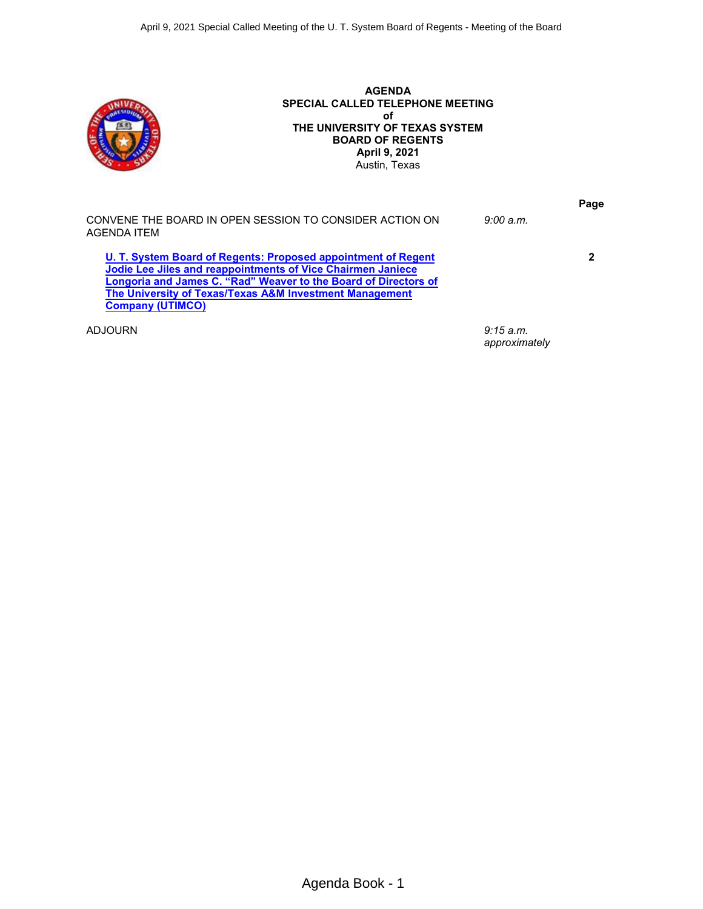# AGENDA
## SPECIAL CALLED TELEPHONE MEETING
## of
## THE UNIVERSITY OF TEXAS SYSTEM
## BOARD OF REGENTS
## April 9, 2021
Austin, Texas

| | | Page |
|---|---|---|
| CONVENE THE BOARD IN OPEN SESSION TO CONSIDER ACTION ON AGENDA ITEM | *9:00 a.m.* | |
| **U. T. System Board of Regents: Proposed appointment of Regent Jodie Lee Jiles and reappointments of Vice Chairmen Janiece Longoria and James C. "Rad" Weaver to the Board of Directors of The University of Texas/Texas A&M Investment Management Company (UTIMCO)** | | **2** |
| ADJOURN | *9:15 a.m. approximately* | |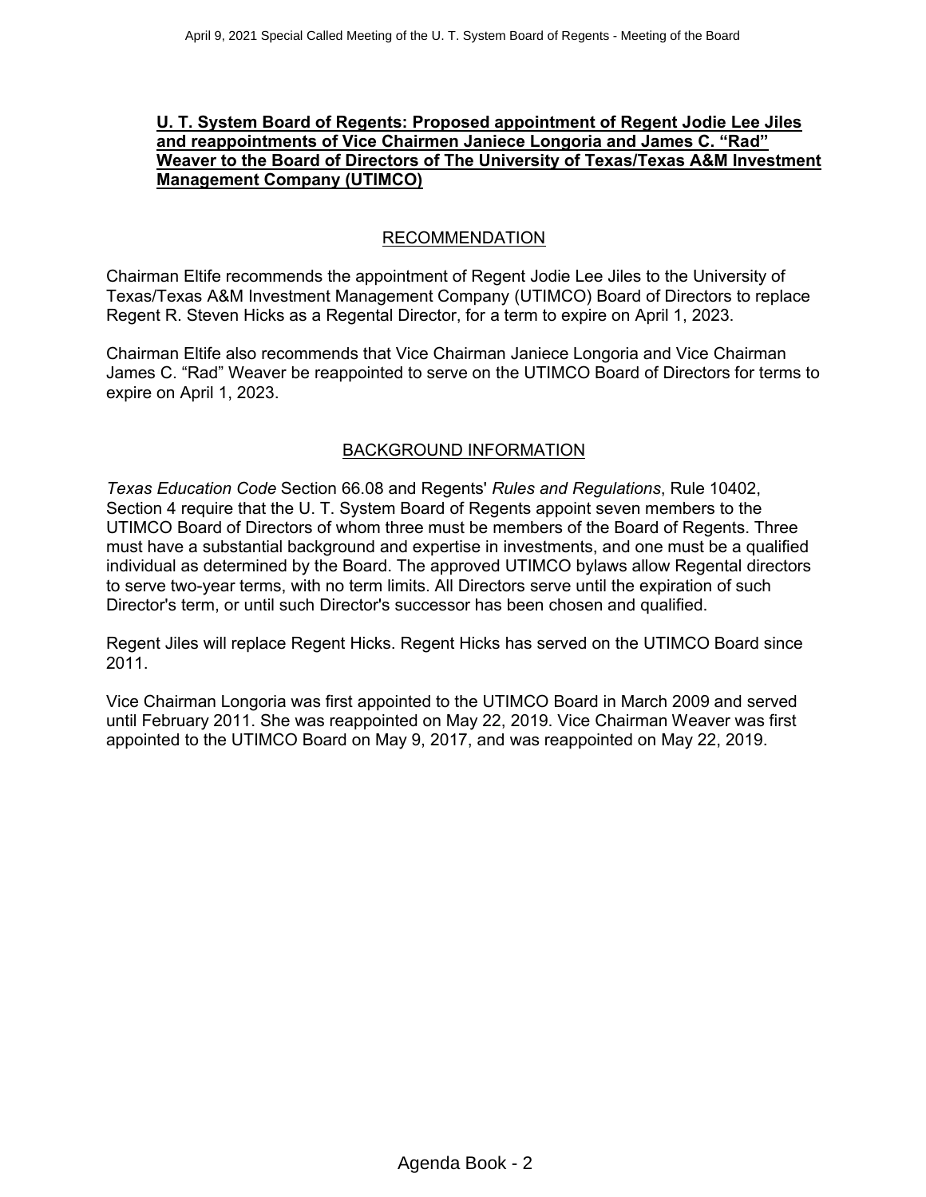**U. T. System Board of Regents: Proposed appointment of Regent Jodie Lee Jiles and reappointments of Vice Chairmen Janiece Longoria and James C. "Rad" Weaver to the Board of Directors of The University of Texas/Texas A&M Investment Management Company (UTIMCO)**

## RECOMMENDATION

Chairman Eltife recommends the appointment of Regent Jodie Lee Jiles to the University of Texas/Texas A&M Investment Management Company (UTIMCO) Board of Directors to replace Regent R. Steven Hicks as a Regental Director, for a term to expire on April 1, 2023.

Chairman Eltife also recommends that Vice Chairman Janiece Longoria and Vice Chairman James C. "Rad" Weaver be reappointed to serve on the UTIMCO Board of Directors for terms to expire on April 1, 2023.

## BACKGROUND INFORMATION

*Texas Education Code* Section 66.08 and Regents' *Rules and Regulations*, Rule 10402, Section 4 require that the U. T. System Board of Regents appoint seven members to the UTIMCO Board of Directors of whom three must be members of the Board of Regents. Three must have a substantial background and expertise in investments, and one must be a qualified individual as determined by the Board. The approved UTIMCO bylaws allow Regental directors to serve two-year terms, with no term limits. All Directors serve until the expiration of such Director's term, or until such Director's successor has been chosen and qualified.

Regent Jiles will replace Regent Hicks. Regent Hicks has served on the UTIMCO Board since 2011.

Vice Chairman Longoria was first appointed to the UTIMCO Board in March 2009 and served until February 2011. She was reappointed on May 22, 2019. Vice Chairman Weaver was first appointed to the UTIMCO Board on May 9, 2017, and was reappointed on May 22, 2019.